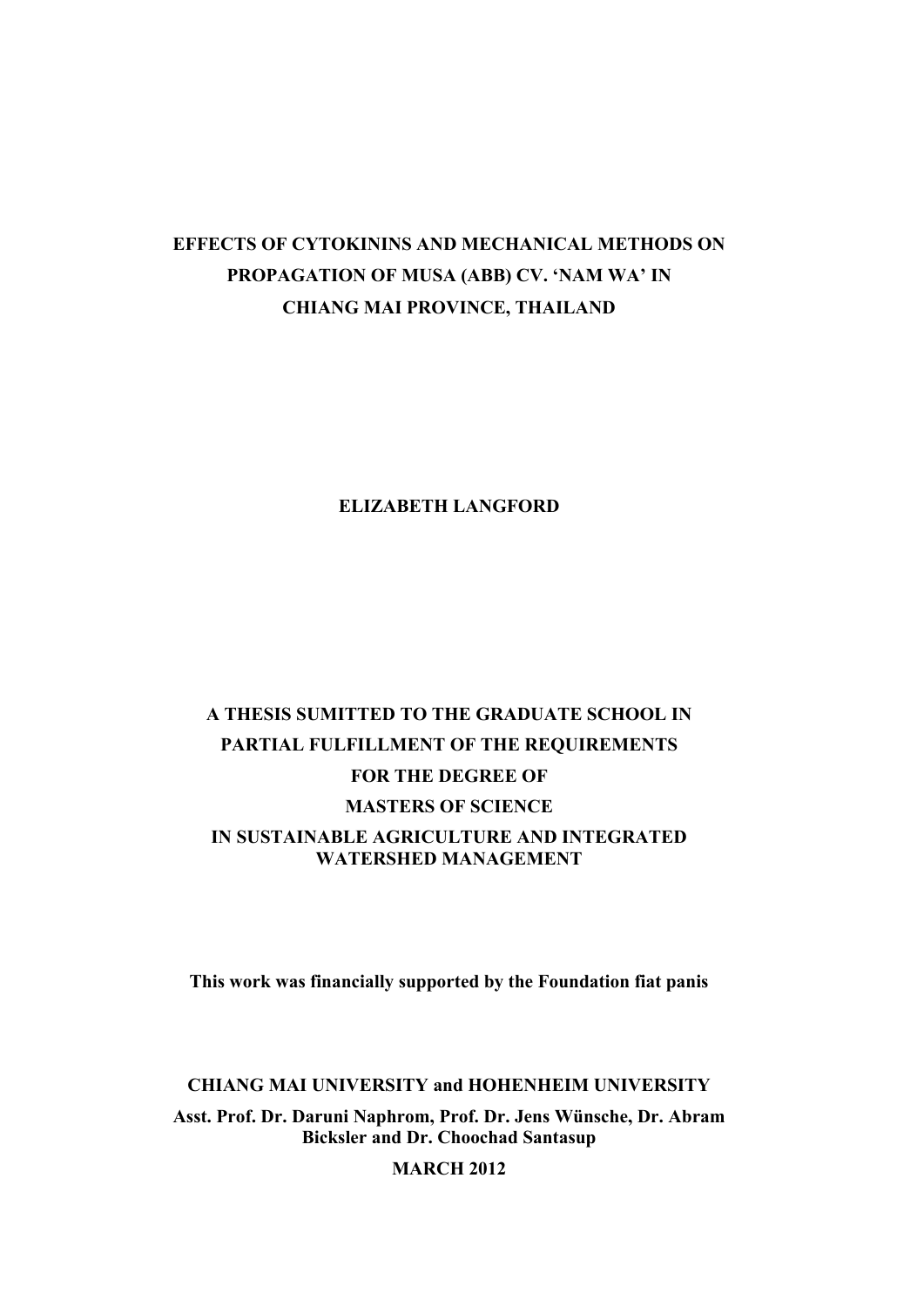# EFFECTS OF CYTOKININS AND MECHANICAL METHODS ON PROPAGATION OF MUSA (ABB) CV. 'NAM WA' IN CHIANG MAI PROVINCE, THAILAND

**ELIZABETH LANGFORD**

**A THESIS SUMITTED TO THE GRADUATE SCHOOL IN PARTIAL FULFILLMENT OF THE REQUIREMENTS FOR THE DEGREE OF MASTERS OF SCIENCE IN SUSTAINABLE AGRICULTURE AND INTEGRATED WATERSHED MANAGEMENT**

**This work was financially supported by the Foundation fiat panis**

**CHIANG MAI UNIVERSITY and HOHENHEIM UNIVERSITY**

**Asst. Prof. Dr. Daruni Naphrom, Prof. Dr. Jens Wünsche, Dr. Abram Bicksler and Dr. Choochad Santasup**

**MARCH 2012**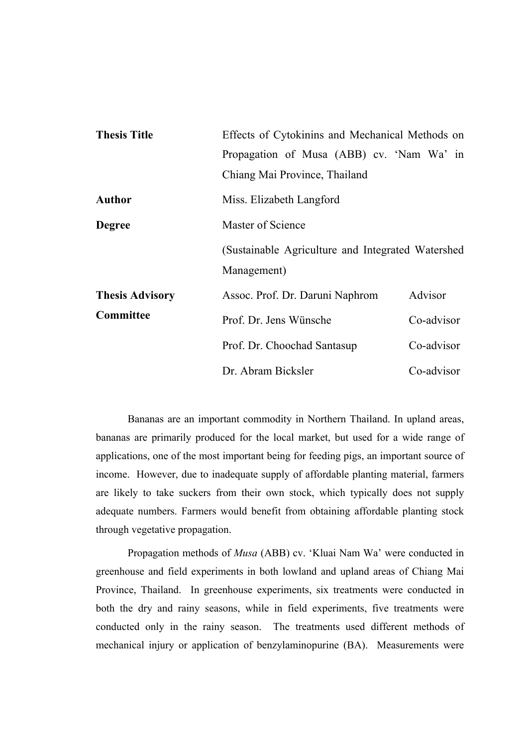| | | |
|---|---|---|
| **Thesis Title** | Effects of Cytokinins and Mechanical Methods on Propagation of Musa (ABB) cv. 'Nam Wa' in Chiang Mai Province, Thailand | |
| **Author** | Miss. Elizabeth Langford | |
| **Degree** | Master of Science (Sustainable Agriculture and Integrated Watershed Management) | |
| **Thesis Advisory Committee** | Assoc. Prof. Dr. Daruni Naphrom | Advisor |
| | Prof. Dr. Jens Wünsche | Co-advisor |
| | Prof. Dr. Choochad Santasup | Co-advisor |
| | Dr. Abram Bicksler | Co-advisor |

Bananas are an important commodity in Northern Thailand. In upland areas, bananas are primarily produced for the local market, but used for a wide range of applications, one of the most important being for feeding pigs, an important source of income. However, due to inadequate supply of affordable planting material, farmers are likely to take suckers from their own stock, which typically does not supply adequate numbers. Farmers would benefit from obtaining affordable planting stock through vegetative propagation.

Propagation methods of *Musa* (ABB) cv. 'Kluai Nam Wa' were conducted in greenhouse and field experiments in both lowland and upland areas of Chiang Mai Province, Thailand. In greenhouse experiments, six treatments were conducted in both the dry and rainy seasons, while in field experiments, five treatments were conducted only in the rainy season. The treatments used different methods of mechanical injury or application of benzylaminopurine (BA). Measurements were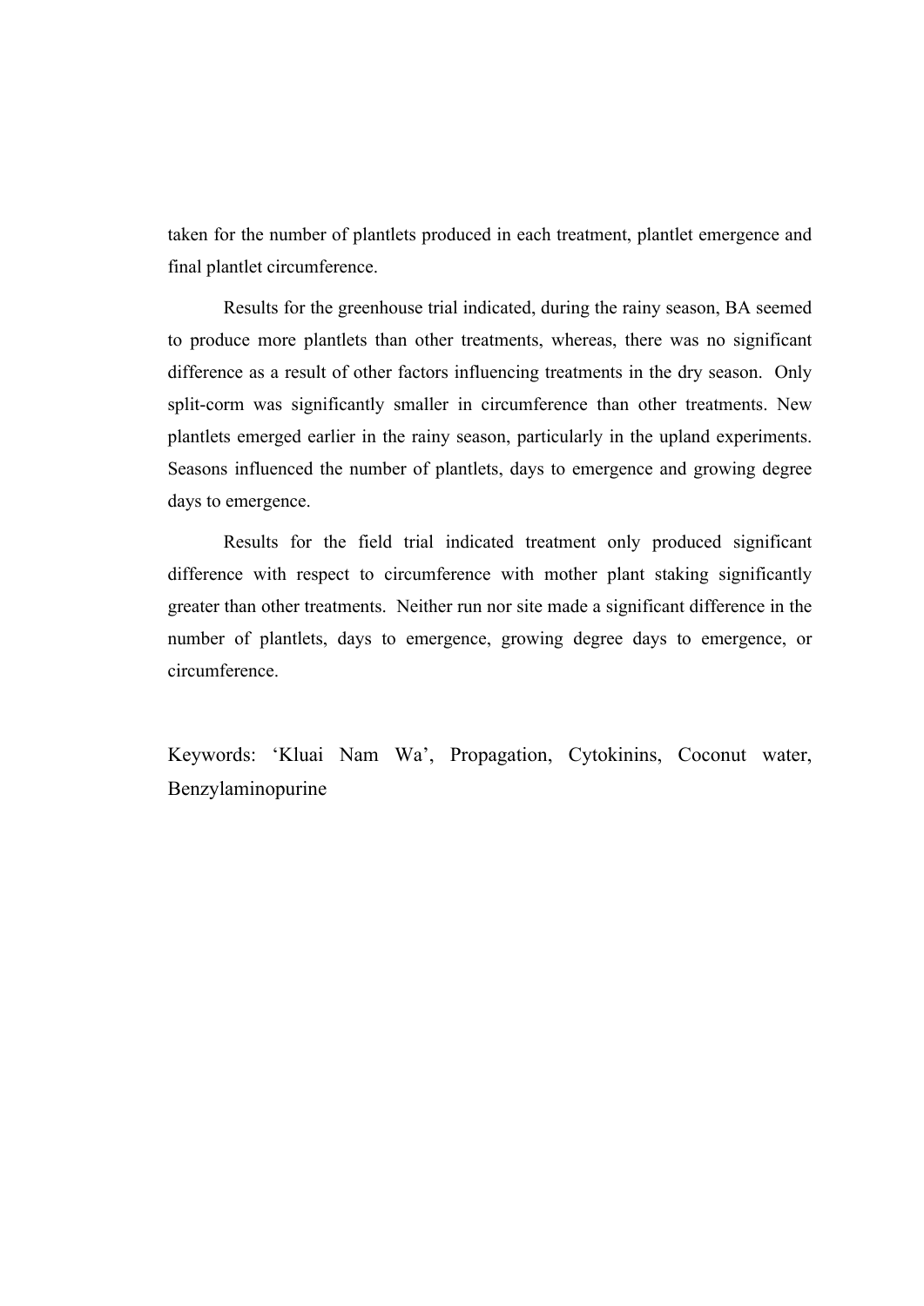taken for the number of plantlets produced in each treatment, plantlet emergence and final plantlet circumference.

Results for the greenhouse trial indicated, during the rainy season, BA seemed to produce more plantlets than other treatments, whereas, there was no significant difference as a result of other factors influencing treatments in the dry season. Only split-corm was significantly smaller in circumference than other treatments. New plantlets emerged earlier in the rainy season, particularly in the upland experiments. Seasons influenced the number of plantlets, days to emergence and growing degree days to emergence.

Results for the field trial indicated treatment only produced significant difference with respect to circumference with mother plant staking significantly greater than other treatments. Neither run nor site made a significant difference in the number of plantlets, days to emergence, growing degree days to emergence, or circumference.

Keywords: 'Kluai Nam Wa', Propagation, Cytokinins, Coconut water, Benzylaminopurine